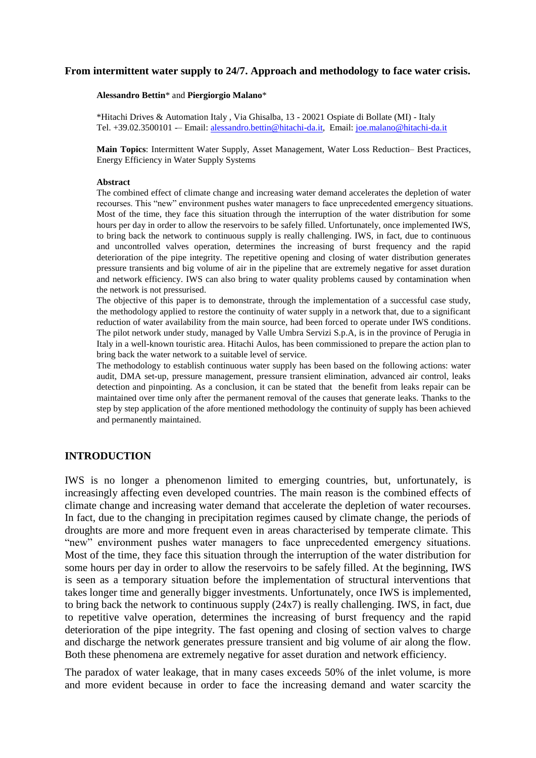# From intermittent water supply to 24/7. Approach and methodology to face water crisis.

**Alessandro Bettin*** and **Piergiorgio Malano***

*Hitachi Drives & Automation Italy , Via Ghisalba, 13 - 20021 Ospiate di Bollate (MI) - Italy
Tel. +39.02.3500101 -– Email: alessandro.bettin@hitachi-da.it, Email: joe.malano@hitachi-da.it

**Main Topics**: Intermittent Water Supply, Asset Management, Water Loss Reduction– Best Practices, Energy Efficiency in Water Supply Systems

**Abstract**

The combined effect of climate change and increasing water demand accelerates the depletion of water recourses. This "new" environment pushes water managers to face unprecedented emergency situations. Most of the time, they face this situation through the interruption of the water distribution for some hours per day in order to allow the reservoirs to be safely filled. Unfortunately, once implemented IWS, to bring back the network to continuous supply is really challenging. IWS, in fact, due to continuous and uncontrolled valves operation, determines the increasing of burst frequency and the rapid deterioration of the pipe integrity. The repetitive opening and closing of water distribution generates pressure transients and big volume of air in the pipeline that are extremely negative for asset duration and network efficiency. IWS can also bring to water quality problems caused by contamination when the network is not pressurised.

The objective of this paper is to demonstrate, through the implementation of a successful case study, the methodology applied to restore the continuity of water supply in a network that, due to a significant reduction of water availability from the main source, had been forced to operate under IWS conditions. The pilot network under study, managed by Valle Umbra Servizi S.p.A, is in the province of Perugia in Italy in a well-known touristic area. Hitachi Aulos, has been commissioned to prepare the action plan to bring back the water network to a suitable level of service.

The methodology to establish continuous water supply has been based on the following actions: water audit, DMA set-up, pressure management, pressure transient elimination, advanced air control, leaks detection and pinpointing. As a conclusion, it can be stated that the benefit from leaks repair can be maintained over time only after the permanent removal of the causes that generate leaks. Thanks to the step by step application of the afore mentioned methodology the continuity of supply has been achieved and permanently maintained.

## INTRODUCTION

IWS is no longer a phenomenon limited to emerging countries, but, unfortunately, is increasingly affecting even developed countries. The main reason is the combined effects of climate change and increasing water demand that accelerate the depletion of water recourses. In fact, due to the changing in precipitation regimes caused by climate change, the periods of droughts are more and more frequent even in areas characterised by temperate climate. This "new" environment pushes water managers to face unprecedented emergency situations. Most of the time, they face this situation through the interruption of the water distribution for some hours per day in order to allow the reservoirs to be safely filled. At the beginning, IWS is seen as a temporary situation before the implementation of structural interventions that takes longer time and generally bigger investments. Unfortunately, once IWS is implemented, to bring back the network to continuous supply (24x7) is really challenging. IWS, in fact, due to repetitive valve operation, determines the increasing of burst frequency and the rapid deterioration of the pipe integrity. The fast opening and closing of section valves to charge and discharge the network generates pressure transient and big volume of air along the flow. Both these phenomena are extremely negative for asset duration and network efficiency.

The paradox of water leakage, that in many cases exceeds 50% of the inlet volume, is more and more evident because in order to face the increasing demand and water scarcity the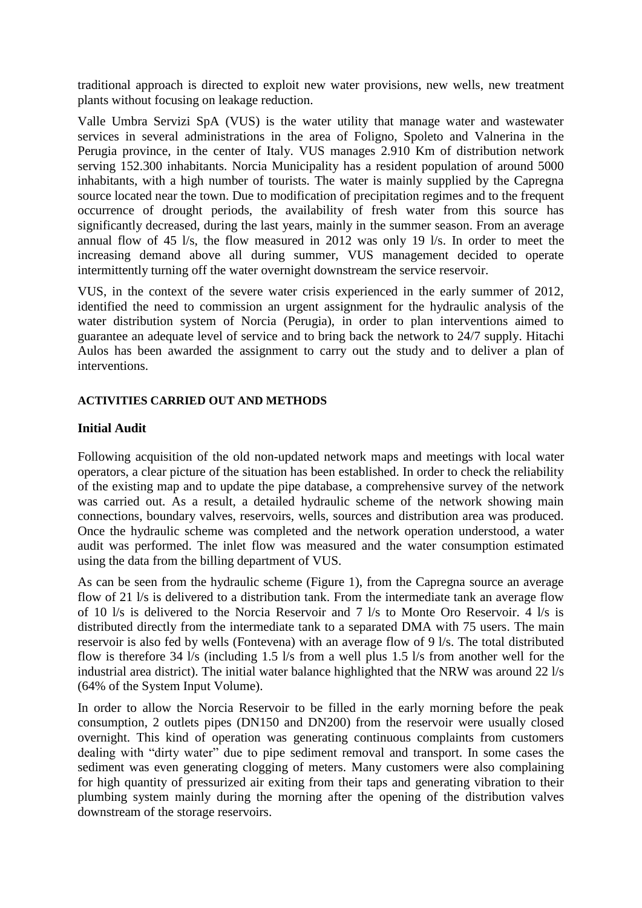traditional approach is directed to exploit new water provisions, new wells, new treatment plants without focusing on leakage reduction.

Valle Umbra Servizi SpA (VUS) is the water utility that manage water and wastewater services in several administrations in the area of Foligno, Spoleto and Valnerina in the Perugia province, in the center of Italy. VUS manages 2.910 Km of distribution network serving 152.300 inhabitants. Norcia Municipality has a resident population of around 5000 inhabitants, with a high number of tourists. The water is mainly supplied by the Capregna source located near the town. Due to modification of precipitation regimes and to the frequent occurrence of drought periods, the availability of fresh water from this source has significantly decreased, during the last years, mainly in the summer season. From an average annual flow of 45 l/s, the flow measured in 2012 was only 19 l/s. In order to meet the increasing demand above all during summer, VUS management decided to operate intermittently turning off the water overnight downstream the service reservoir.

VUS, in the context of the severe water crisis experienced in the early summer of 2012, identified the need to commission an urgent assignment for the hydraulic analysis of the water distribution system of Norcia (Perugia), in order to plan interventions aimed to guarantee an adequate level of service and to bring back the network to 24/7 supply. Hitachi Aulos has been awarded the assignment to carry out the study and to deliver a plan of interventions.

## ACTIVITIES CARRIED OUT AND METHODS

### Initial Audit

Following acquisition of the old non-updated network maps and meetings with local water operators, a clear picture of the situation has been established. In order to check the reliability of the existing map and to update the pipe database, a comprehensive survey of the network was carried out. As a result, a detailed hydraulic scheme of the network showing main connections, boundary valves, reservoirs, wells, sources and distribution area was produced. Once the hydraulic scheme was completed and the network operation understood, a water audit was performed. The inlet flow was measured and the water consumption estimated using the data from the billing department of VUS.

As can be seen from the hydraulic scheme (Figure 1), from the Capregna source an average flow of 21 l/s is delivered to a distribution tank. From the intermediate tank an average flow of 10 l/s is delivered to the Norcia Reservoir and 7 l/s to Monte Oro Reservoir. 4 l/s is distributed directly from the intermediate tank to a separated DMA with 75 users. The main reservoir is also fed by wells (Fontevena) with an average flow of 9 l/s. The total distributed flow is therefore 34 l/s (including 1.5 l/s from a well plus 1.5 l/s from another well for the industrial area district). The initial water balance highlighted that the NRW was around 22 l/s (64% of the System Input Volume).

In order to allow the Norcia Reservoir to be filled in the early morning before the peak consumption, 2 outlets pipes (DN150 and DN200) from the reservoir were usually closed overnight. This kind of operation was generating continuous complaints from customers dealing with "dirty water" due to pipe sediment removal and transport. In some cases the sediment was even generating clogging of meters. Many customers were also complaining for high quantity of pressurized air exiting from their taps and generating vibration to their plumbing system mainly during the morning after the opening of the distribution valves downstream of the storage reservoirs.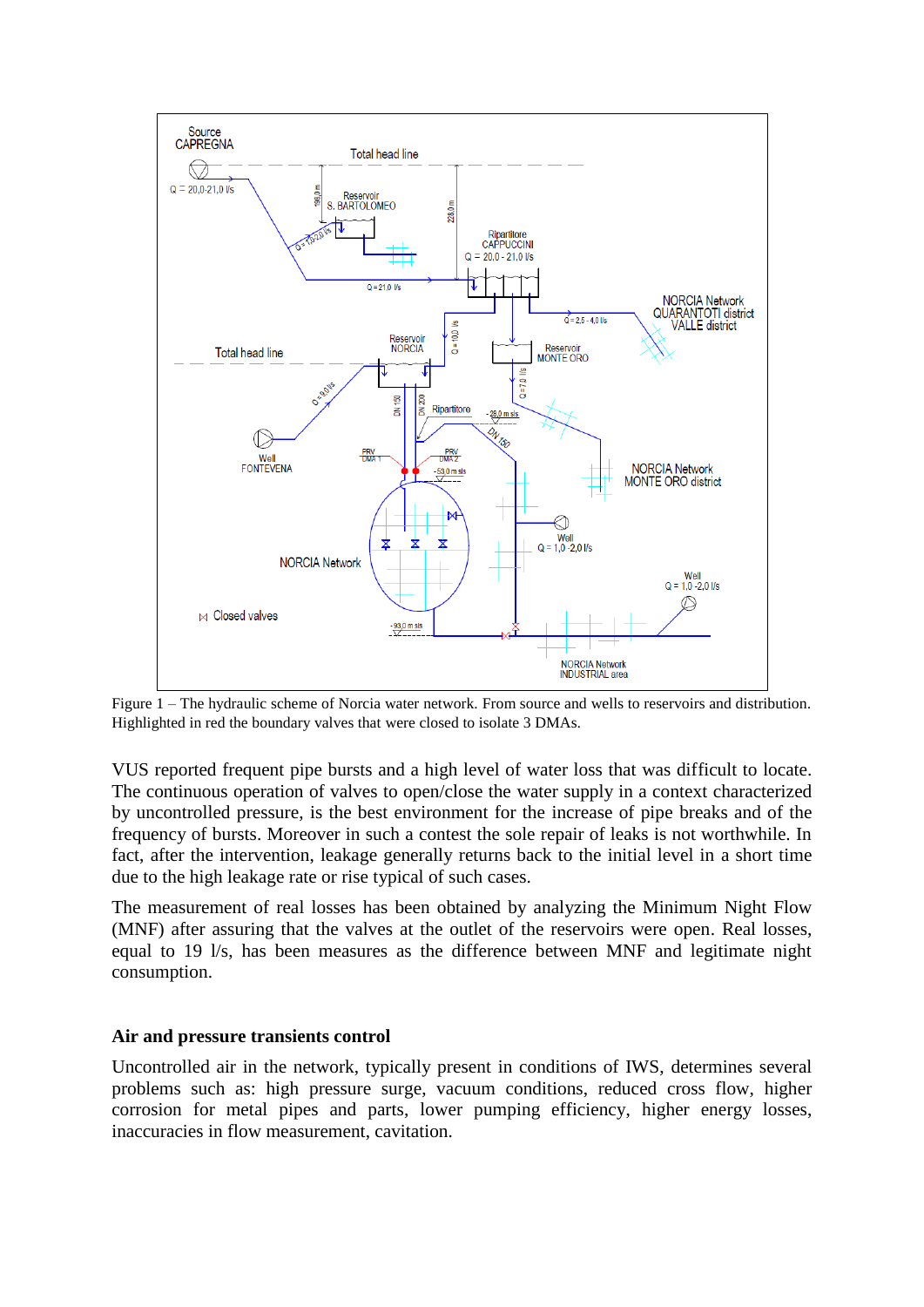Figure 1 – The hydraulic scheme of Norcia water network. From source and wells to reservoirs and distribution. Highlighted in red the boundary valves that were closed to isolate 3 DMAs.

VUS reported frequent pipe bursts and a high level of water loss that was difficult to locate. The continuous operation of valves to open/close the water supply in a context characterized by uncontrolled pressure, is the best environment for the increase of pipe breaks and of the frequency of bursts. Moreover in such a contest the sole repair of leaks is not worthwhile. In fact, after the intervention, leakage generally returns back to the initial level in a short time due to the high leakage rate or rise typical of such cases.

The measurement of real losses has been obtained by analyzing the Minimum Night Flow (MNF) after assuring that the valves at the outlet of the reservoirs were open. Real losses, equal to 19 l/s, has been measures as the difference between MNF and legitimate night consumption.

### Air and pressure transients control

Uncontrolled air in the network, typically present in conditions of IWS, determines several problems such as: high pressure surge, vacuum conditions, reduced cross flow, higher corrosion for metal pipes and parts, lower pumping efficiency, higher energy losses, inaccuracies in flow measurement, cavitation.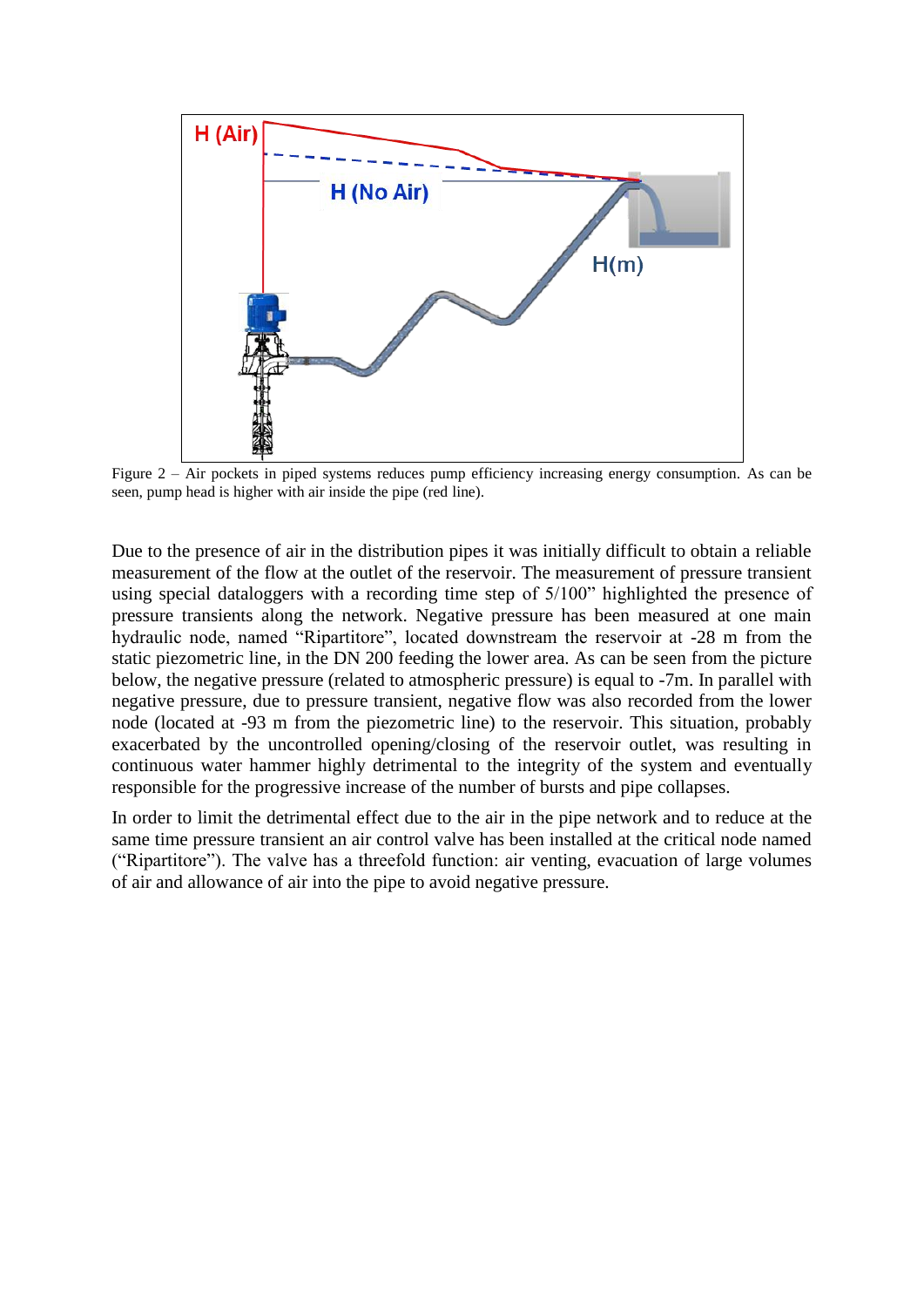Figure 2 – Air pockets in piped systems reduces pump efficiency increasing energy consumption. As can be seen, pump head is higher with air inside the pipe (red line).

Due to the presence of air in the distribution pipes it was initially difficult to obtain a reliable measurement of the flow at the outlet of the reservoir. The measurement of pressure transient using special dataloggers with a recording time step of 5/100" highlighted the presence of pressure transients along the network. Negative pressure has been measured at one main hydraulic node, named "Ripartitore", located downstream the reservoir at -28 m from the static piezometric line, in the DN 200 feeding the lower area. As can be seen from the picture below, the negative pressure (related to atmospheric pressure) is equal to -7m. In parallel with negative pressure, due to pressure transient, negative flow was also recorded from the lower node (located at -93 m from the piezometric line) to the reservoir. This situation, probably exacerbated by the uncontrolled opening/closing of the reservoir outlet, was resulting in continuous water hammer highly detrimental to the integrity of the system and eventually responsible for the progressive increase of the number of bursts and pipe collapses.

In order to limit the detrimental effect due to the air in the pipe network and to reduce at the same time pressure transient an air control valve has been installed at the critical node named ("Ripartitore"). The valve has a threefold function: air venting, evacuation of large volumes of air and allowance of air into the pipe to avoid negative pressure.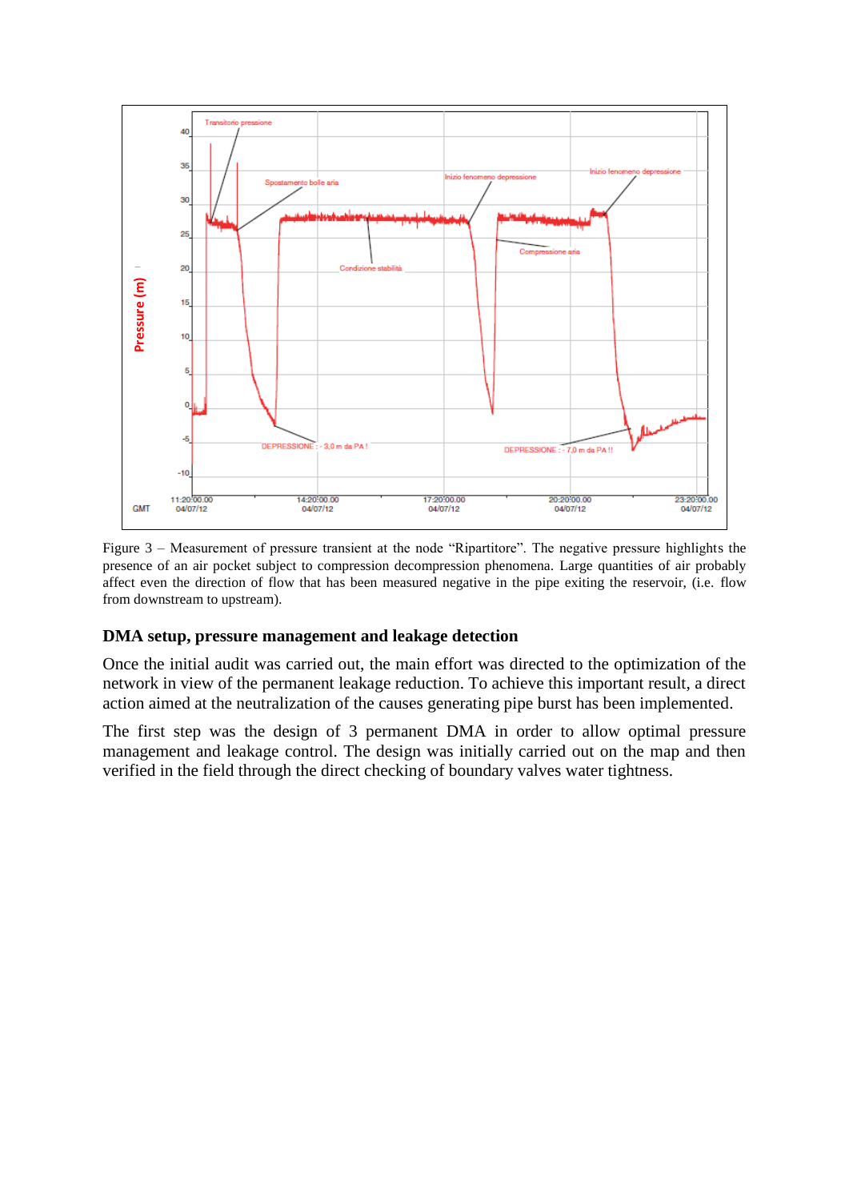Figure 3 – Measurement of pressure transient at the node “Ripartitore”. The negative pressure highlights the presence of an air pocket subject to compression decompression phenomena. Large quantities of air probably affect even the direction of flow that has been measured negative in the pipe exiting the reservoir, (i.e. flow from downstream to upstream).

## DMA setup, pressure management and leakage detection

Once the initial audit was carried out, the main effort was directed to the optimization of the network in view of the permanent leakage reduction. To achieve this important result, a direct action aimed at the neutralization of the causes generating pipe burst has been implemented.

The first step was the design of 3 permanent DMA in order to allow optimal pressure management and leakage control. The design was initially carried out on the map and then verified in the field through the direct checking of boundary valves water tightness.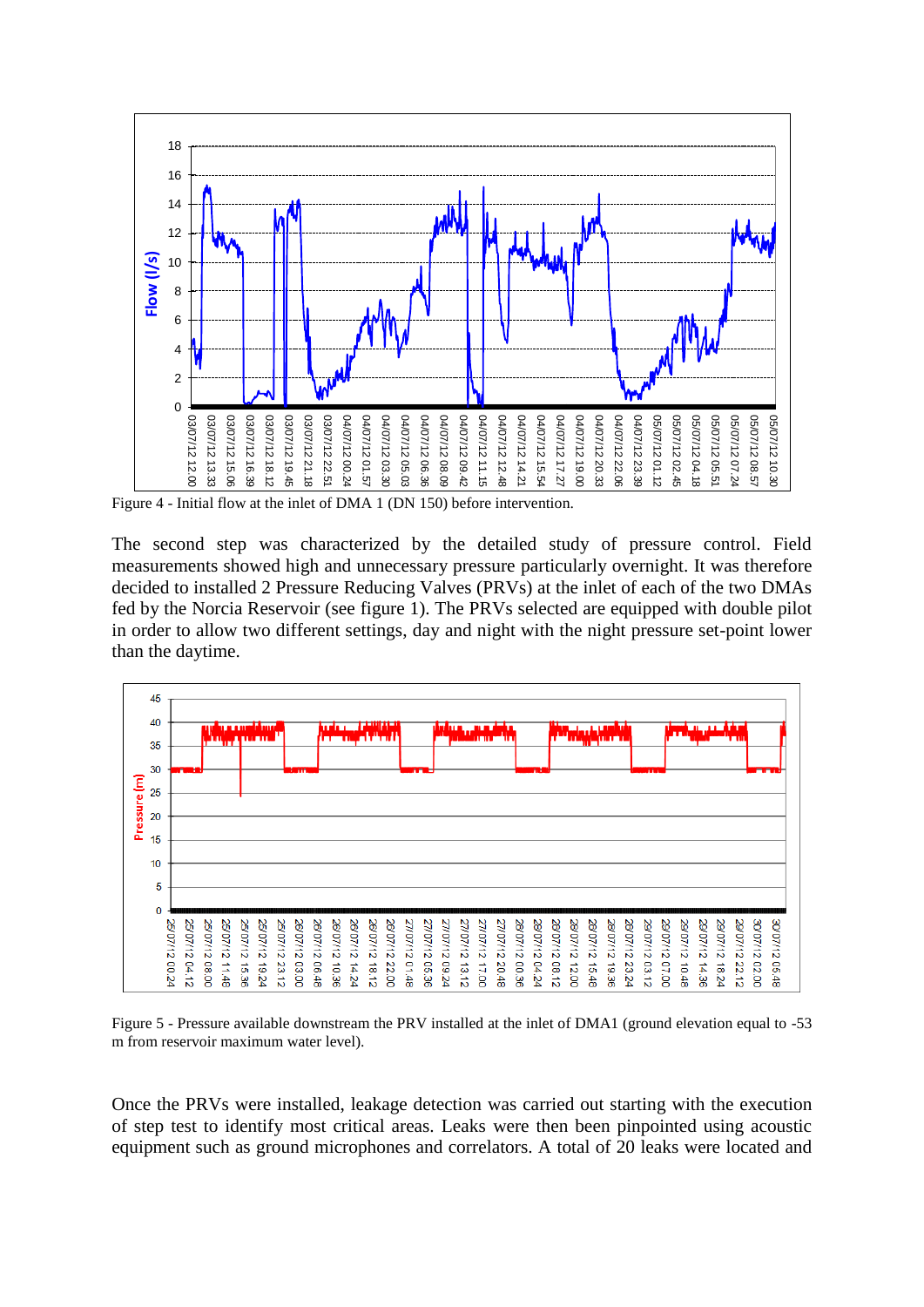Figure 4 - Initial flow at the inlet of DMA 1 (DN 150) before intervention.

The second step was characterized by the detailed study of pressure control. Field measurements showed high and unnecessary pressure particularly overnight. It was therefore decided to installed 2 Pressure Reducing Valves (PRVs) at the inlet of each of the two DMAs fed by the Norcia Reservoir (see figure 1). The PRVs selected are equipped with double pilot in order to allow two different settings, day and night with the night pressure set-point lower than the daytime.

Figure 5 - Pressure available downstream the PRV installed at the inlet of DMA1 (ground elevation equal to -53 m from reservoir maximum water level).

Once the PRVs were installed, leakage detection was carried out starting with the execution of step test to identify most critical areas. Leaks were then been pinpointed using acoustic equipment such as ground microphones and correlators. A total of 20 leaks were located and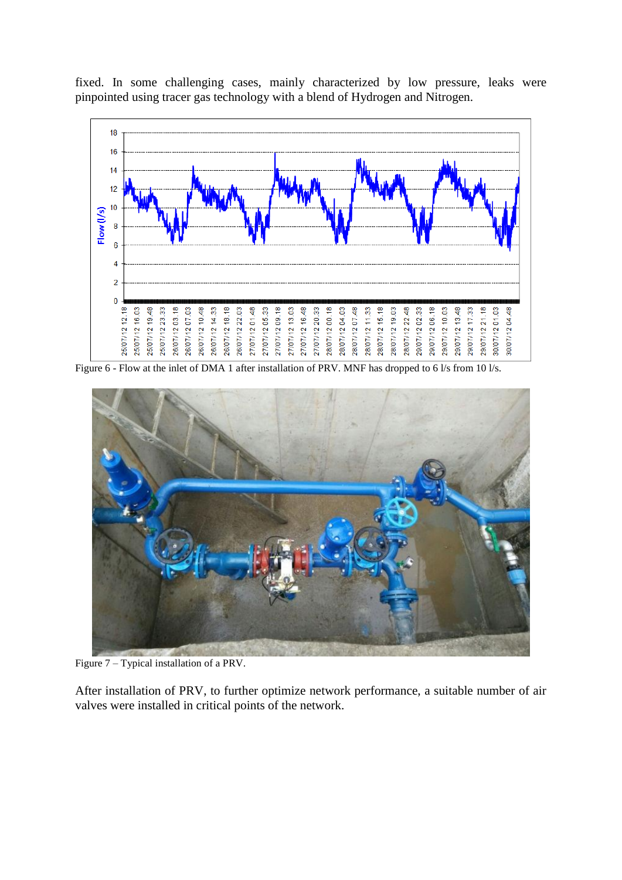fixed. In some challenging cases, mainly characterized by low pressure, leaks were pinpointed using tracer gas technology with a blend of Hydrogen and Nitrogen.

Figure 6 - Flow at the inlet of DMA 1 after installation of PRV. MNF has dropped to 6 l/s from 10 l/s.

Figure 7 – Typical installation of a PRV.

After installation of PRV, to further optimize network performance, a suitable number of air valves were installed in critical points of the network.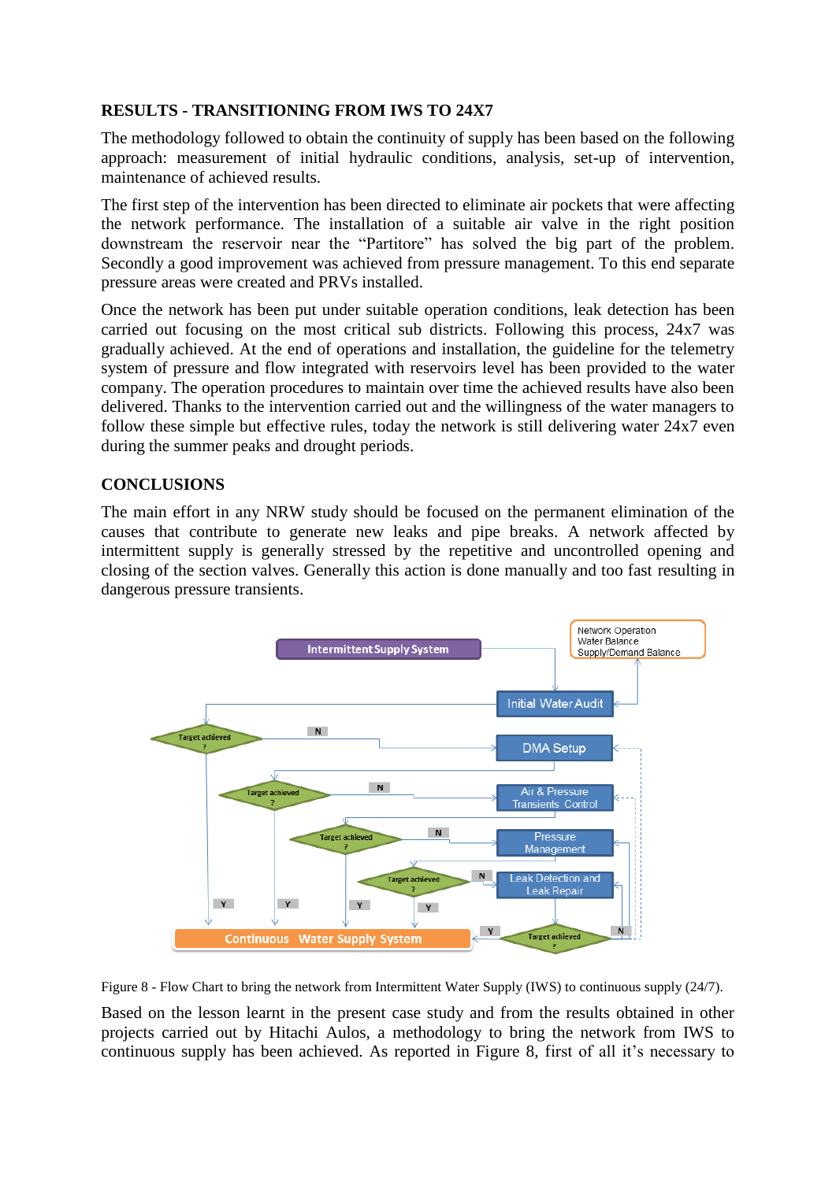## RESULTS - TRANSITIONING FROM IWS TO 24X7

The methodology followed to obtain the continuity of supply has been based on the following approach: measurement of initial hydraulic conditions, analysis, set-up of intervention, maintenance of achieved results.

The first step of the intervention has been directed to eliminate air pockets that were affecting the network performance. The installation of a suitable air valve in the right position downstream the reservoir near the "Partitore" has solved the big part of the problem. Secondly a good improvement was achieved from pressure management. To this end separate pressure areas were created and PRVs installed.

Once the network has been put under suitable operation conditions, leak detection has been carried out focusing on the most critical sub districts. Following this process, 24x7 was gradually achieved. At the end of operations and installation, the guideline for the telemetry system of pressure and flow integrated with reservoirs level has been provided to the water company. The operation procedures to maintain over time the achieved results have also been delivered. Thanks to the intervention carried out and the willingness of the water managers to follow these simple but effective rules, today the network is still delivering water 24x7 even during the summer peaks and drought periods.

## CONCLUSIONS

The main effort in any NRW study should be focused on the permanent elimination of the causes that contribute to generate new leaks and pipe breaks. A network affected by intermittent supply is generally stressed by the repetitive and uncontrolled opening and closing of the section valves. Generally this action is done manually and too fast resulting in dangerous pressure transients.

Figure 8 - Flow Chart to bring the network from Intermittent Water Supply (IWS) to continuous supply (24/7).

Based on the lesson learnt in the present case study and from the results obtained in other projects carried out by Hitachi Aulos, a methodology to bring the network from IWS to continuous supply has been achieved. As reported in Figure 8, first of all it's necessary to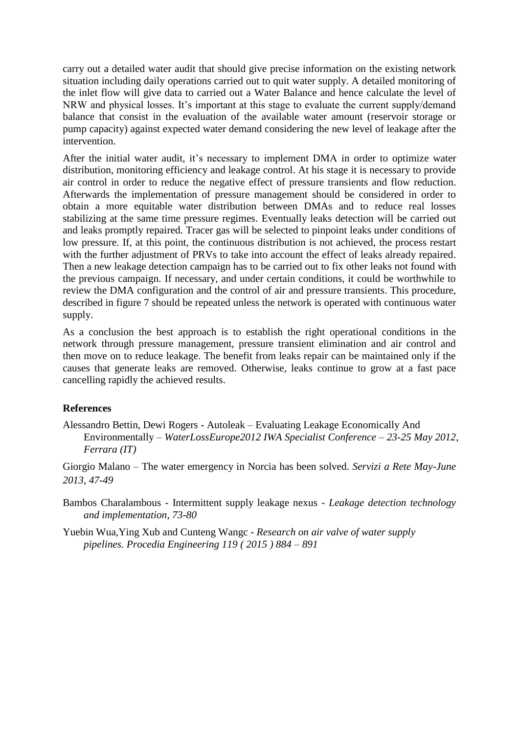carry out a detailed water audit that should give precise information on the existing network situation including daily operations carried out to quit water supply. A detailed monitoring of the inlet flow will give data to carried out a Water Balance and hence calculate the level of NRW and physical losses. It's important at this stage to evaluate the current supply/demand balance that consist in the evaluation of the available water amount (reservoir storage or pump capacity) against expected water demand considering the new level of leakage after the intervention.

After the initial water audit, it's necessary to implement DMA in order to optimize water distribution, monitoring efficiency and leakage control. At his stage it is necessary to provide air control in order to reduce the negative effect of pressure transients and flow reduction. Afterwards the implementation of pressure management should be considered in order to obtain a more equitable water distribution between DMAs and to reduce real losses stabilizing at the same time pressure regimes. Eventually leaks detection will be carried out and leaks promptly repaired. Tracer gas will be selected to pinpoint leaks under conditions of low pressure. If, at this point, the continuous distribution is not achieved, the process restart with the further adjustment of PRVs to take into account the effect of leaks already repaired. Then a new leakage detection campaign has to be carried out to fix other leaks not found with the previous campaign. If necessary, and under certain conditions, it could be worthwhile to review the DMA configuration and the control of air and pressure transients. This procedure, described in figure 7 should be repeated unless the network is operated with continuous water supply.

As a conclusion the best approach is to establish the right operational conditions in the network through pressure management, pressure transient elimination and air control and then move on to reduce leakage. The benefit from leaks repair can be maintained only if the causes that generate leaks are removed. Otherwise, leaks continue to grow at a fast pace cancelling rapidly the achieved results.

**References**

Alessandro Bettin, Dewi Rogers - Autoleak – Evaluating Leakage Economically And Environmentally – *WaterLossEurope2012 IWA Specialist Conference – 23-25 May 2012, Ferrara (IT)*

Giorgio Malano – The water emergency in Norcia has been solved. *Servizi a Rete May-June 2013, 47-49*

Bambos Charalambous - Intermittent supply leakage nexus - *Leakage detection technology and implementation, 73-80*

Yuebin Wua,Ying Xub and Cunteng Wangc - *Research on air valve of water supply pipelines. Procedia Engineering 119 ( 2015 ) 884 – 891*